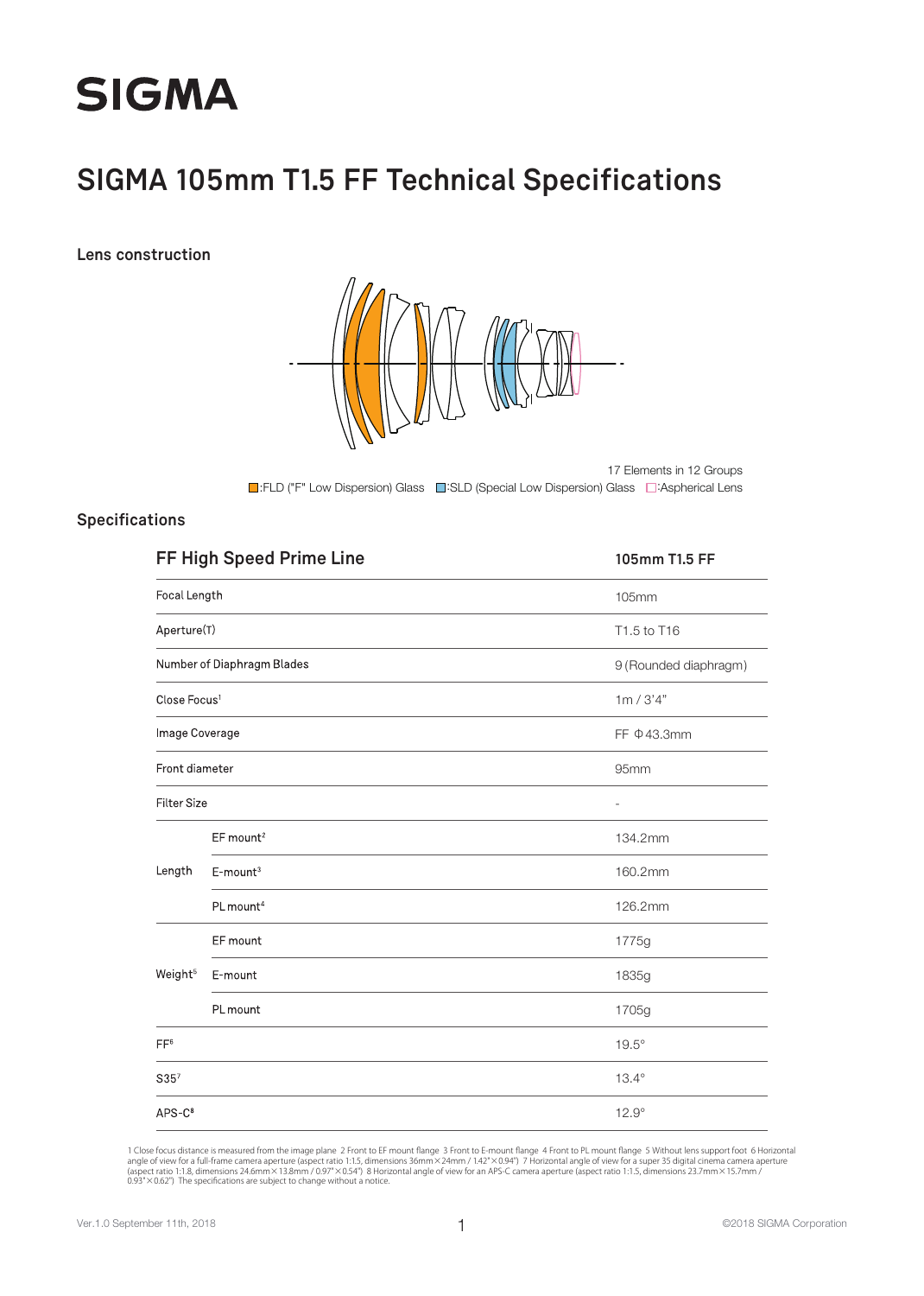# SIGMA

## SIGMA 105mm T1.5 FF Technical Specifications

### Lens construction

17 Elements in 12 Groups

■:FLD ("F" Low Dispersion) Glass ■:SLD (Special Low Dispersion) Glass □:Aspherical Lens

### Specifications

| FF High Speed Prime Line | | 105mm T1.5 FF |
|---|---|---|
| Focal Length | | 105mm |
| Aperture(T) | | T1.5 to T16 |
| Number of Diaphragm Blades | | 9 (Rounded diaphragm) |
| Close Focus[1] | | 1m / 3'4" |
| Image Coverage | | FF Φ43.3mm |
| Front diameter | | 95mm |
| Filter Size | | - |
| Length | EF mount[2] | 134.2mm |
| | E-mount[3] | 160.2mm |
| | PL mount[4] | 126.2mm |
| Weight[5] | EF mount | 1775g |
| | E-mount | 1835g |
| | PL mount | 1705g |
| FF[6] | | 19.5° |
| S35[7] | | 13.4° |
| APS-C[8] | | 12.9° |

1 Close focus distance is measured from the image plane 2 Front to EF mount flange 3 Front to E-mount flange 4 Front to PL mount flange 5 Without lens support foot 6 Horizontal angle of view for a full-frame camera aperture (aspect ratio 1:1.5, dimensions 36mm×24mm / 1.42"×0.94") 7 Horizontal angle of view for a super 35 digital cinema camera aperture (aspect ratio 1:1.8, dimensions 24.6mm×13.8mm / 0.97"×0.54") 8 Horizontal angle of view for an APS-C camera aperture (aspect ratio 1:1.5, dimensions 23.7mm×15.7mm / 0.93"×0.62") The specifications are subject to change without a notice.

Ver.1.0 September 11th, 2018

©2018 SIGMA Corporation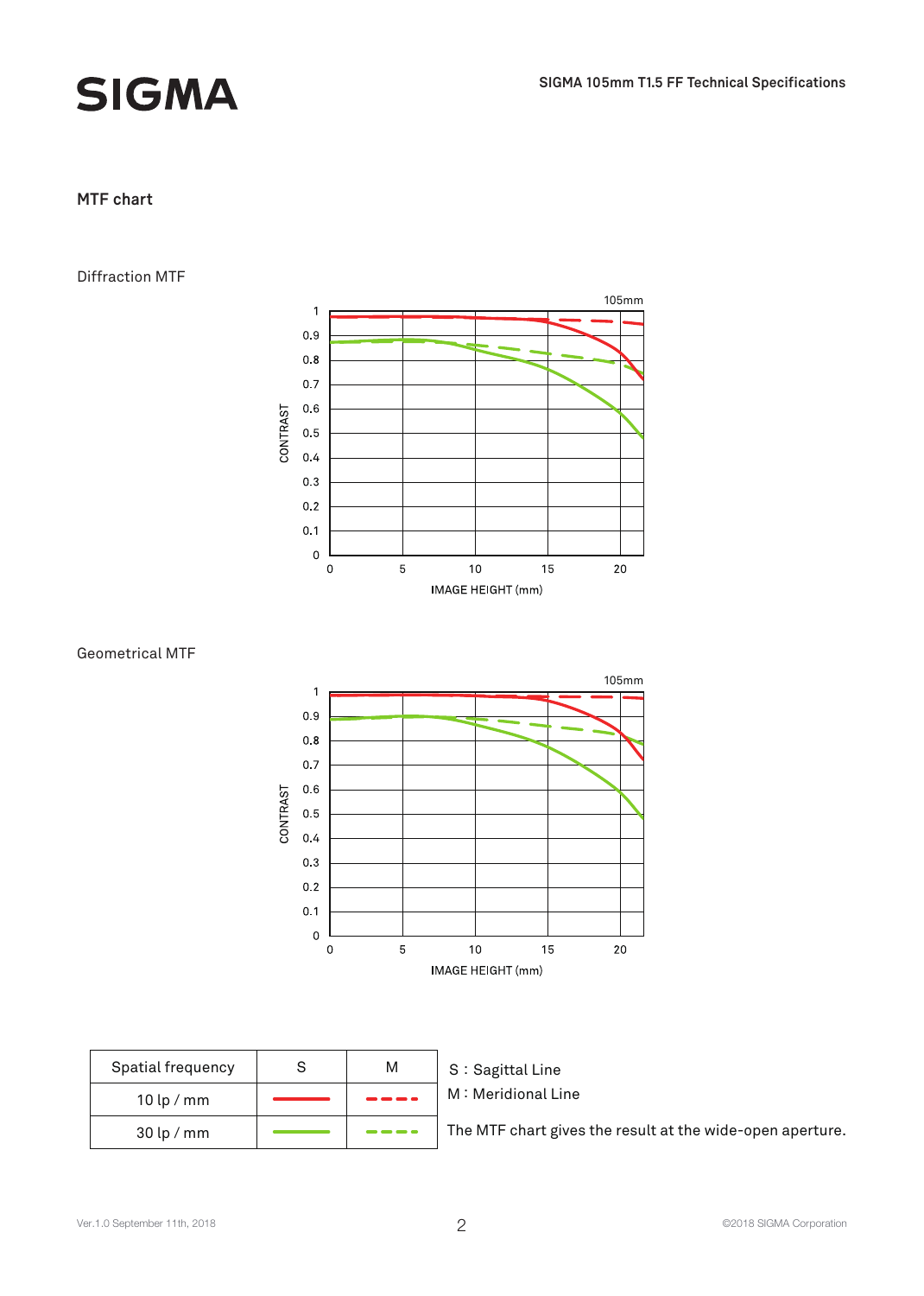## MTF chart

### Diffraction MTF

### Geometrical MTF

| Spatial frequency | S | M |
|---|---|---|
| 10 lp / mm | red solid line | red dashed line |
| 30 lp / mm | green solid line | green dashed line |

S : Sagittal Line

M : Meridional Line

The MTF chart gives the result at the wide-open aperture.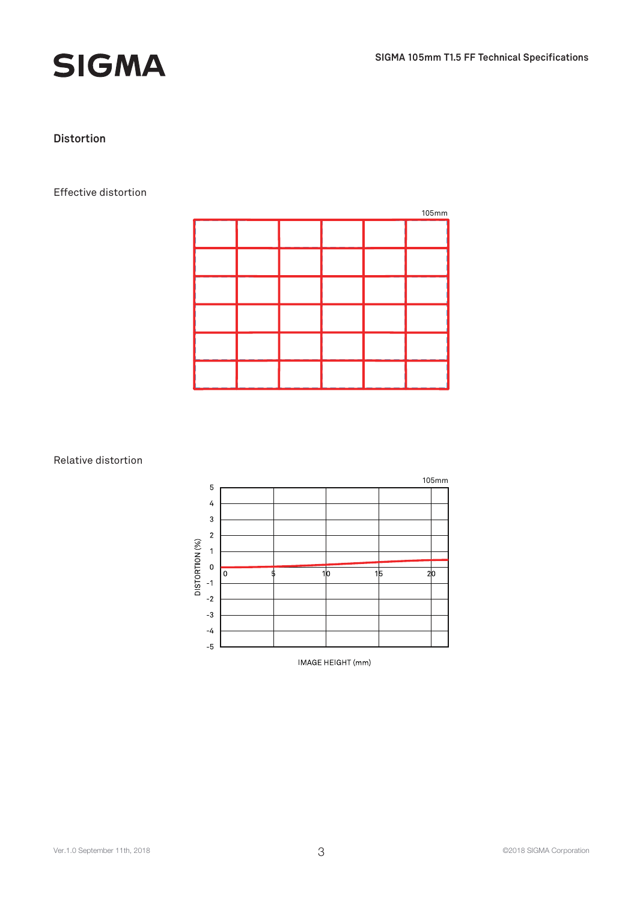## Distortion

Effective distortion

105mm

Relative distortion

105mm

DISTORTION (%)

IMAGE HEIGHT (mm)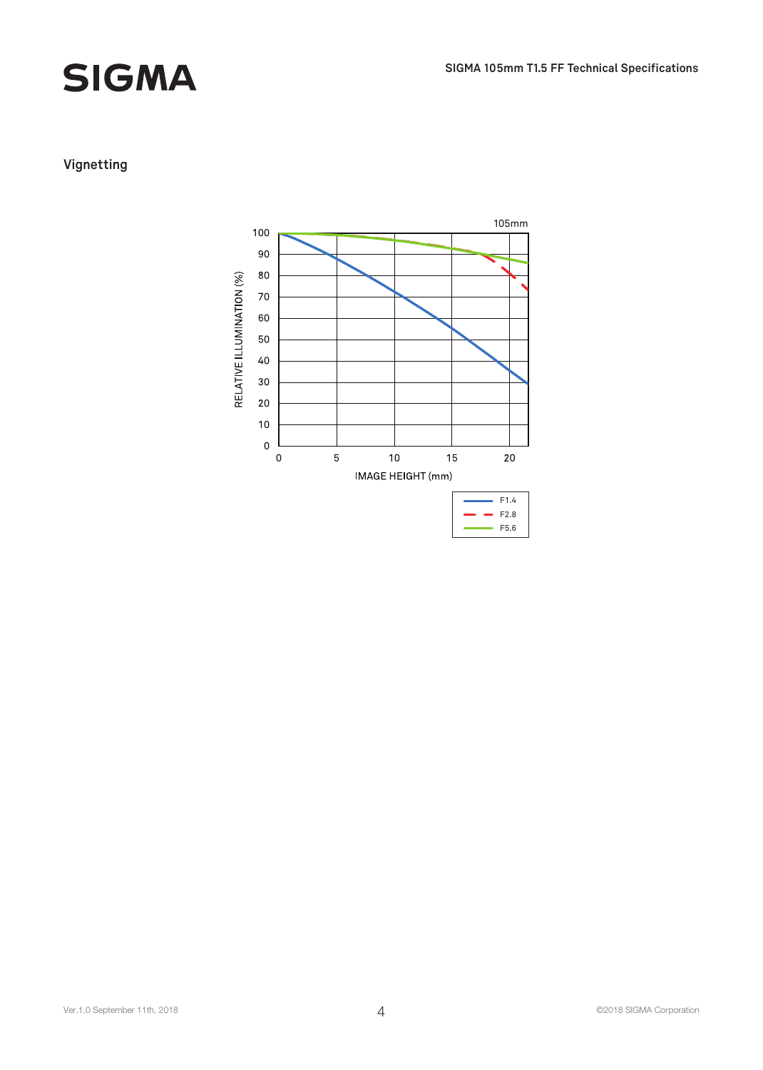## Vignetting

105mm

RELATIVE ILLUMINATION (%)

100
90
80
70
60
50
40
30
20
10
0

0
5
10
15
20

IMAGE HEIGHT (mm)

F1.4
F2.8
F5.6